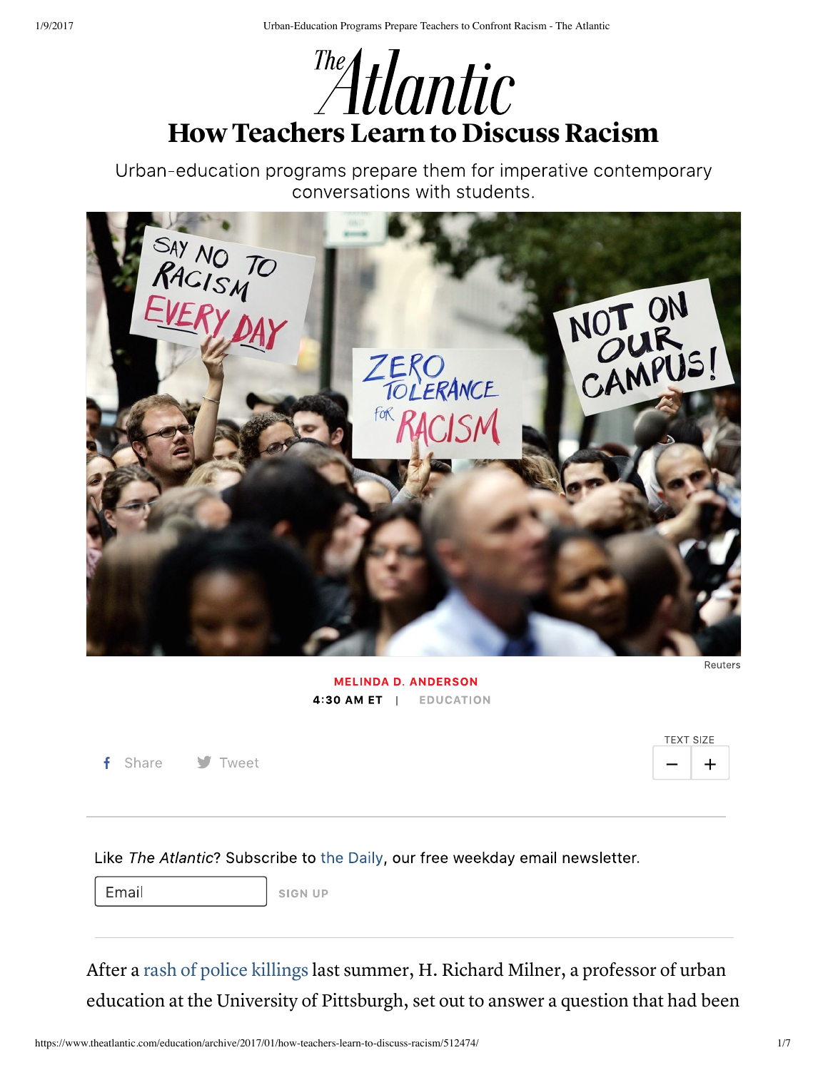# How Teachers Learn to Discuss Racism

Urban-education programs prepare them for imperative contemporary conversations with students.

Reuters

MELINDA D. ANDERSON

4:30 AM ET | EDUCATION

After a rash of police killings last summer, H. Richard Milner, a professor of urban education at the University of Pittsburgh, set out to answer a question that had been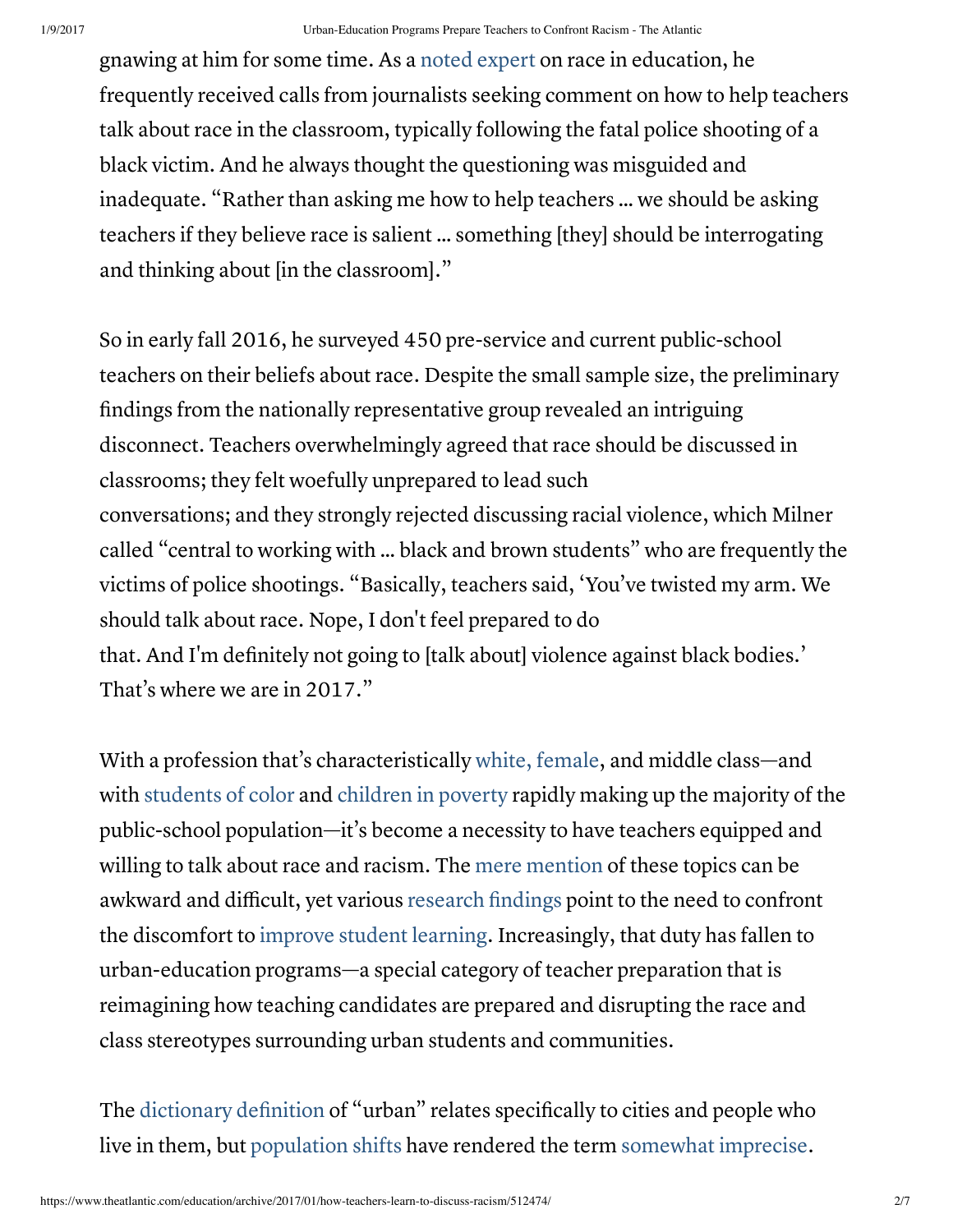gnawing at him for some time. As a noted expert on race in education, he frequently received calls from journalists seeking comment on how to help teachers talk about race in the classroom, typically following the fatal police shooting of a black victim. And he always thought the questioning was misguided and inadequate. "Rather than asking me how to help teachers ... we should be asking teachers if they believe race is salient ... something [they] should be interrogating and thinking about [in the classroom]."

So in early fall 2016, he surveyed 450 pre-service and current public-school teachers on their beliefs about race. Despite the small sample size, the preliminary findings from the nationally representative group revealed an intriguing disconnect. Teachers overwhelmingly agreed that race should be discussed in classrooms; they felt woefully unprepared to lead such conversations; and they strongly rejected discussing racial violence, which Milner called "central to working with ... black and brown students" who are frequently the victims of police shootings. "Basically, teachers said, 'You've twisted my arm. We should talk about race. Nope, I don't feel prepared to do that. And I'm definitely not going to [talk about] violence against black bodies.' That's where we are in 2017."

With a profession that's characteristically white, female, and middle class—and with students of color and children in poverty rapidly making up the majority of the public-school population—it's become a necessity to have teachers equipped and willing to talk about race and racism. The mere mention of these topics can be awkward and difficult, yet various research findings point to the need to confront the discomfort to improve student learning. Increasingly, that duty has fallen to urban-education programs—a special category of teacher preparation that is reimagining how teaching candidates are prepared and disrupting the race and class stereotypes surrounding urban students and communities.

The dictionary definition of "urban" relates specifically to cities and people who live in them, but population shifts have rendered the term somewhat imprecise.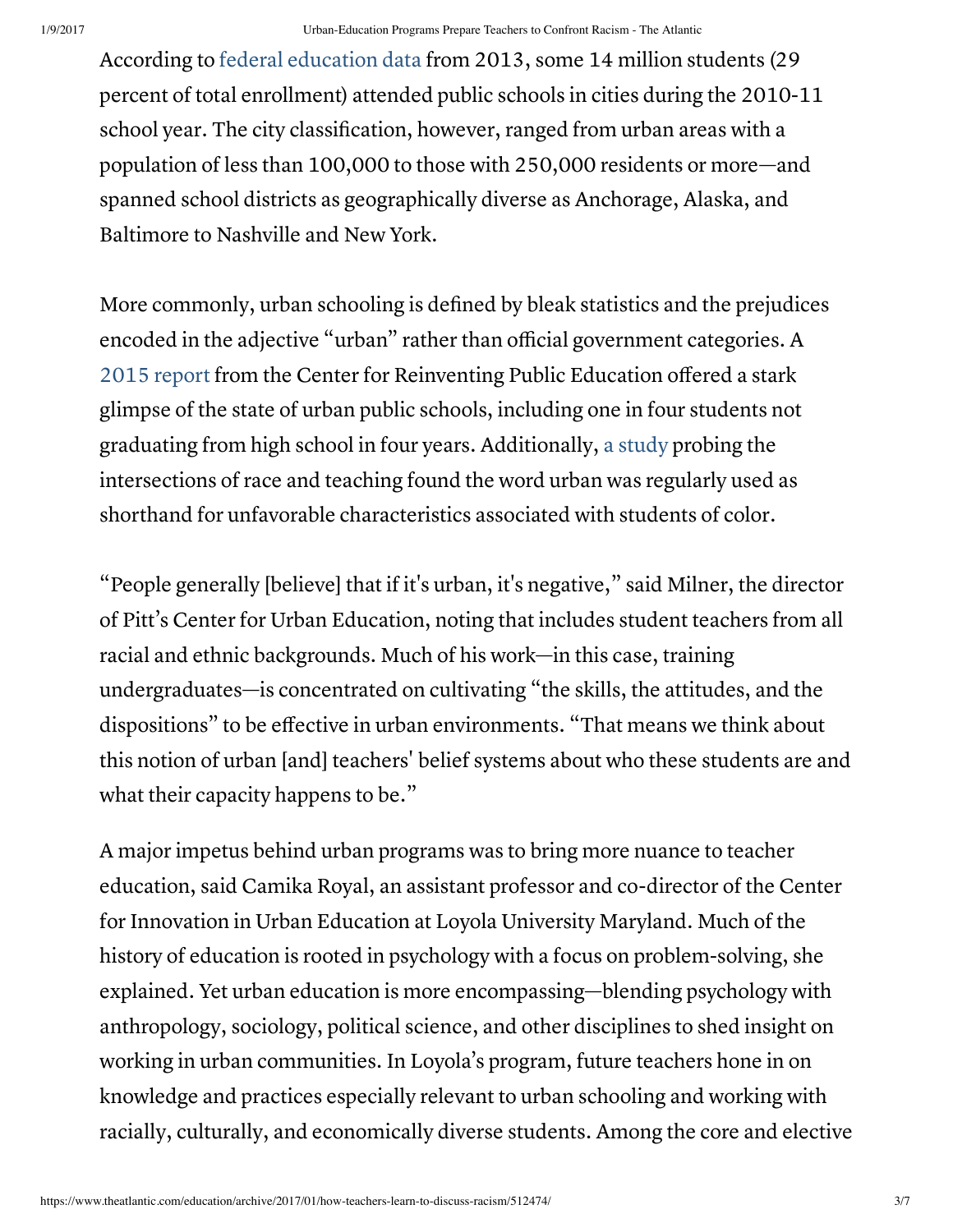According to federal education data from 2013, some 14 million students (29 percent of total enrollment) attended public schools in cities during the 2010-11 school year. The city classification, however, ranged from urban areas with a population of less than 100,000 to those with 250,000 residents or more—and spanned school districts as geographically diverse as Anchorage, Alaska, and Baltimore to Nashville and New York.

More commonly, urban schooling is defined by bleak statistics and the prejudices encoded in the adjective "urban" rather than official government categories. A 2015 report from the Center for Reinventing Public Education offered a stark glimpse of the state of urban public schools, including one in four students not graduating from high school in four years. Additionally, a study probing the intersections of race and teaching found the word urban was regularly used as shorthand for unfavorable characteristics associated with students of color.

"People generally [believe] that if it's urban, it's negative," said Milner, the director of Pitt's Center for Urban Education, noting that includes student teachers from all racial and ethnic backgrounds. Much of his work—in this case, training undergraduates—is concentrated on cultivating "the skills, the attitudes, and the dispositions" to be effective in urban environments. "That means we think about this notion of urban [and] teachers' belief systems about who these students are and what their capacity happens to be."

A major impetus behind urban programs was to bring more nuance to teacher education, said Camika Royal, an assistant professor and co-director of the Center for Innovation in Urban Education at Loyola University Maryland. Much of the history of education is rooted in psychology with a focus on problem-solving, she explained. Yet urban education is more encompassing—blending psychology with anthropology, sociology, political science, and other disciplines to shed insight on working in urban communities. In Loyola's program, future teachers hone in on knowledge and practices especially relevant to urban schooling and working with racially, culturally, and economically diverse students. Among the core and elective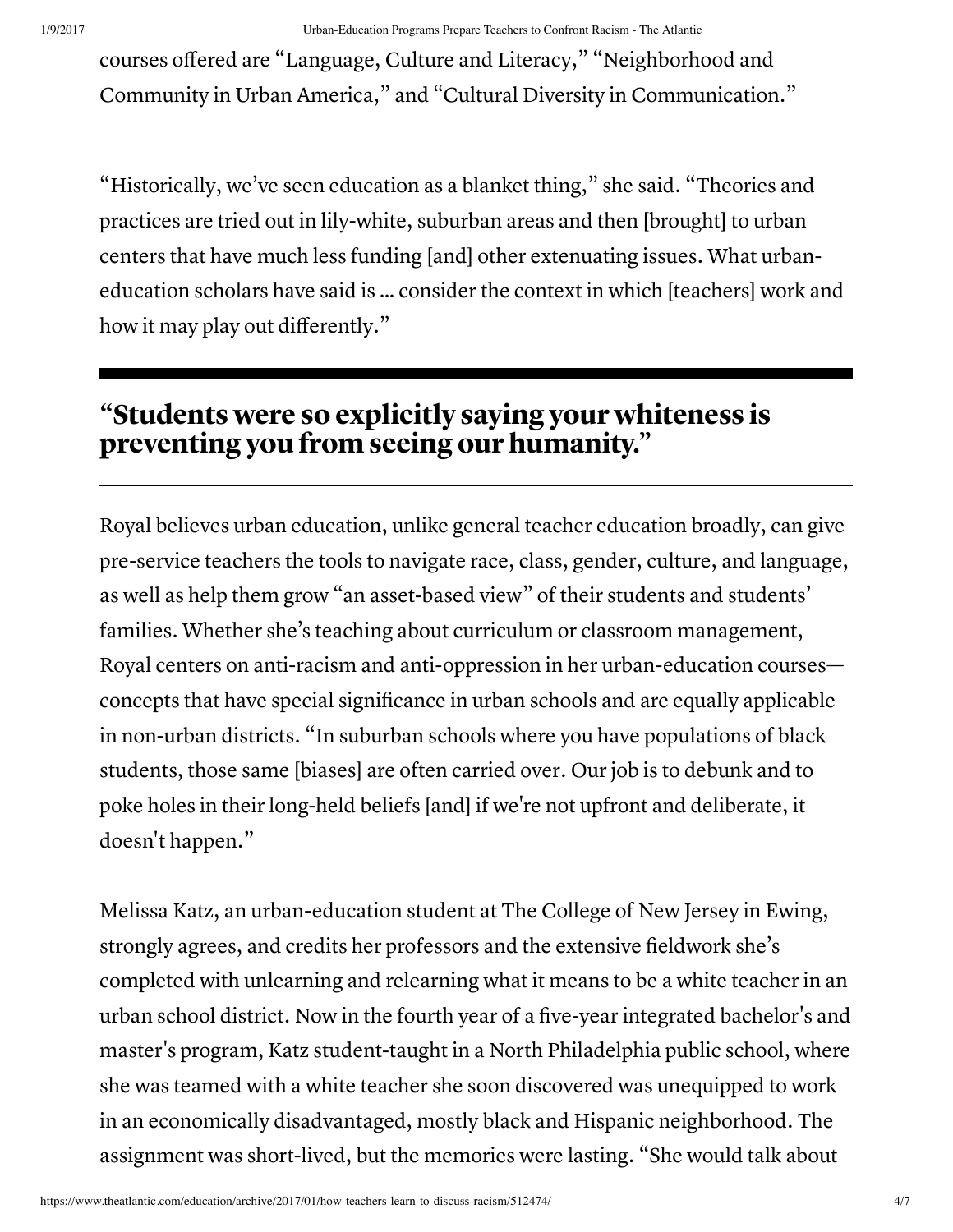courses offered are "Language, Culture and Literacy," "Neighborhood and Community in Urban America," and "Cultural Diversity in Communication."

"Historically, we've seen education as a blanket thing," she said. "Theories and practices are tried out in lily-white, suburban areas and then [brought] to urban centers that have much less funding [and] other extenuating issues. What urban-education scholars have said is … consider the context in which [teachers] work and how it may play out differently."

---

## "Students were so explicitly saying your whiteness is preventing you from seeing our humanity."

---

Royal believes urban education, unlike general teacher education broadly, can give pre-service teachers the tools to navigate race, class, gender, culture, and language, as well as help them grow "an asset-based view" of their students and students' families. Whether she's teaching about curriculum or classroom management, Royal centers on anti-racism and anti-oppression in her urban-education courses—concepts that have special significance in urban schools and are equally applicable in non-urban districts. "In suburban schools where you have populations of black students, those same [biases] are often carried over. Our job is to debunk and to poke holes in their long-held beliefs [and] if we're not upfront and deliberate, it doesn't happen."

Melissa Katz, an urban-education student at The College of New Jersey in Ewing, strongly agrees, and credits her professors and the extensive fieldwork she's completed with unlearning and relearning what it means to be a white teacher in an urban school district. Now in the fourth year of a five-year integrated bachelor's and master's program, Katz student-taught in a North Philadelphia public school, where she was teamed with a white teacher she soon discovered was unequipped to work in an economically disadvantaged, mostly black and Hispanic neighborhood. The assignment was short-lived, but the memories were lasting. "She would talk about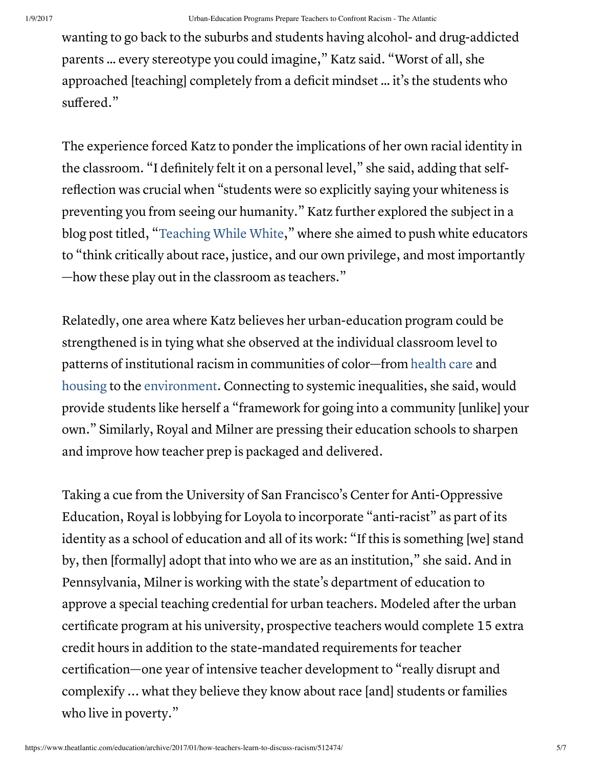wanting to go back to the suburbs and students having alcohol- and drug-addicted parents … every stereotype you could imagine," Katz said. "Worst of all, she approached [teaching] completely from a deficit mindset … it's the students who suffered."

The experience forced Katz to ponder the implications of her own racial identity in the classroom. "I definitely felt it on a personal level," she said, adding that self-reflection was crucial when "students were so explicitly saying your whiteness is preventing you from seeing our humanity." Katz further explored the subject in a blog post titled, "Teaching While White," where she aimed to push white educators to "think critically about race, justice, and our own privilege, and most importantly—how these play out in the classroom as teachers."

Relatedly, one area where Katz believes her urban-education program could be strengthened is in tying what she observed at the individual classroom level to patterns of institutional racism in communities of color—from health care and housing to the environment. Connecting to systemic inequalities, she said, would provide students like herself a "framework for going into a community [unlike] your own." Similarly, Royal and Milner are pressing their education schools to sharpen and improve how teacher prep is packaged and delivered.

Taking a cue from the University of San Francisco's Center for Anti-Oppressive Education, Royal is lobbying for Loyola to incorporate "anti-racist" as part of its identity as a school of education and all of its work: "If this is something [we] stand by, then [formally] adopt that into who we are as an institution," she said. And in Pennsylvania, Milner is working with the state's department of education to approve a special teaching credential for urban teachers. Modeled after the urban certificate program at his university, prospective teachers would complete 15 extra credit hours in addition to the state-mandated requirements for teacher certification—one year of intensive teacher development to "really disrupt and complexify ... what they believe they know about race [and] students or families who live in poverty."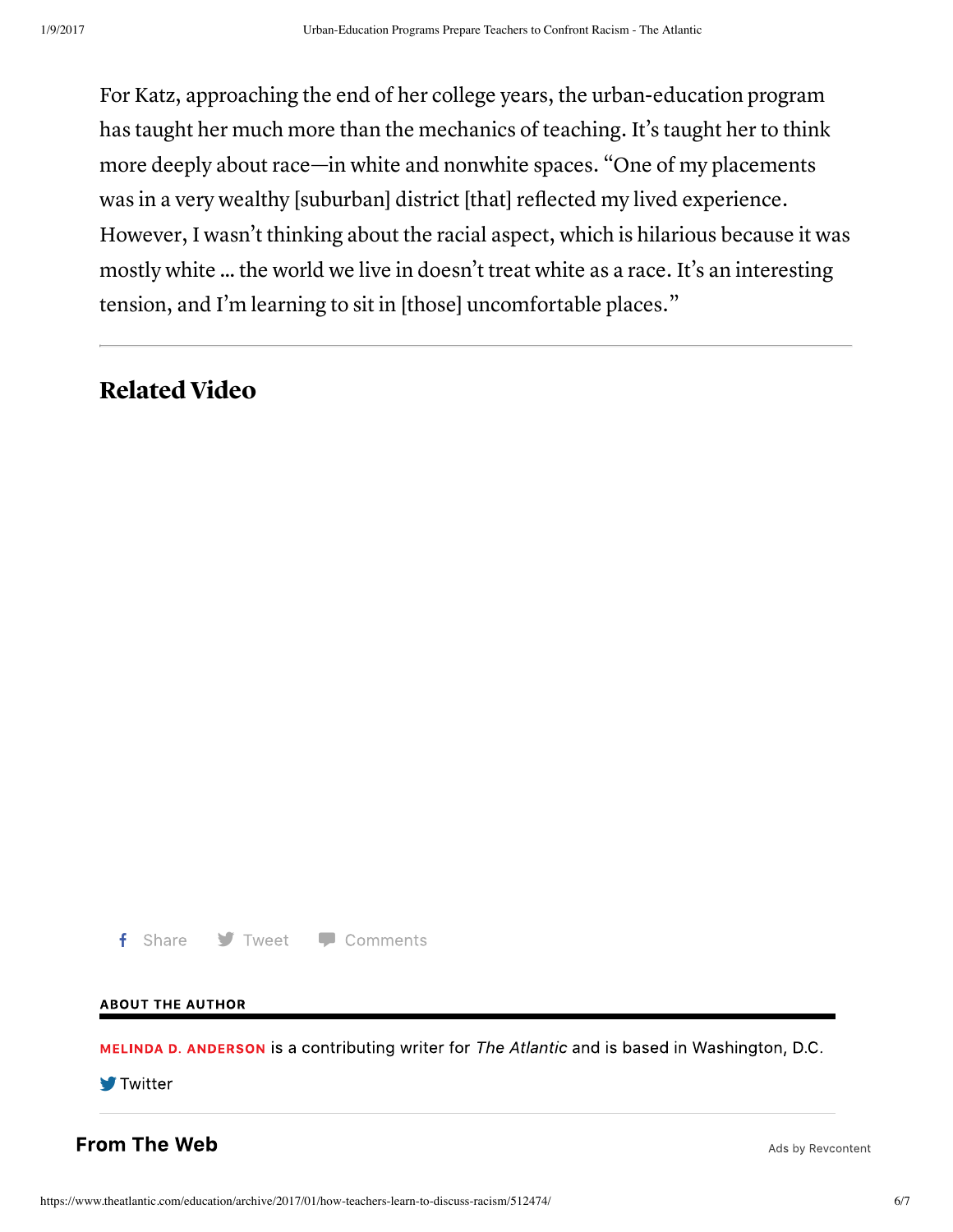For Katz, approaching the end of her college years, the urban-education program has taught her much more than the mechanics of teaching. It's taught her to think more deeply about race—in white and nonwhite spaces. "One of my placements was in a very wealthy [suburban] district [that] reflected my lived experience. However, I wasn't thinking about the racial aspect, which is hilarious because it was mostly white ... the world we live in doesn't treat white as a race. It's an interesting tension, and I'm learning to sit in [those] uncomfortable places."

---

## Related Video

Share   Tweet   Comments

**ABOUT THE AUTHOR**

**MELINDA D. ANDERSON** is a contributing writer for *The Atlantic* and is based in Washington, D.C.

Twitter

## From The Web

Ads by Revcontent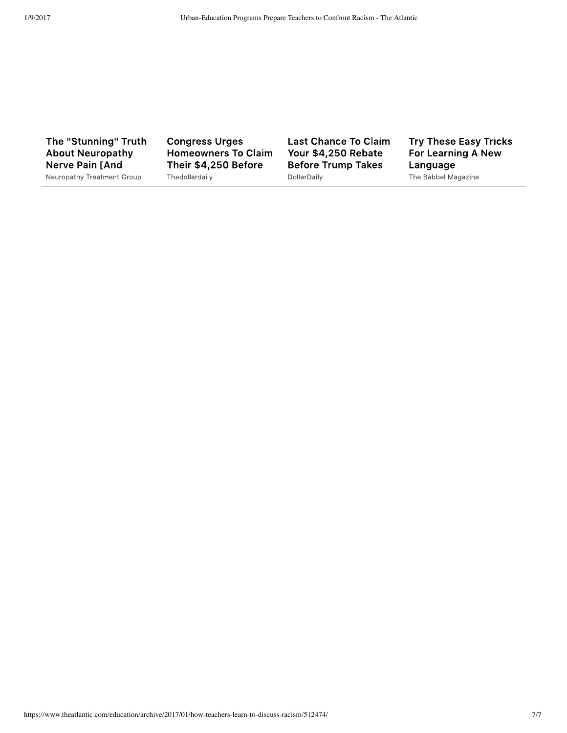**The "Stunning" Truth About Neuropathy Nerve Pain [And**
Neuropathy Treatment Group

**Congress Urges Homeowners To Claim Their $4,250 Before**
Thedollardaily

**Last Chance To Claim Your $4,250 Rebate Before Trump Takes**
DollarDaily

**Try These Easy Tricks For Learning A New Language**
The Babbel Magazine